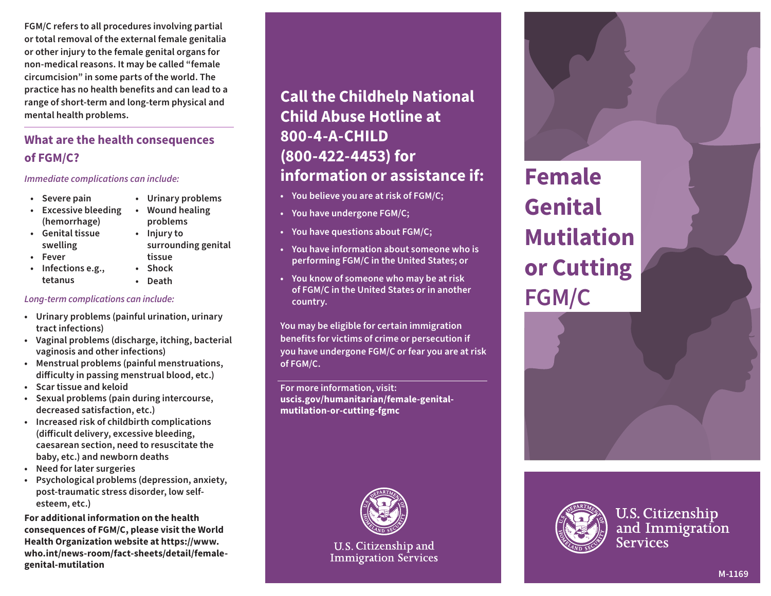FGM/C refers to all procedures involving partial or total removal of the external female genitalia or other injury to the female genital organs for non-medical reasons. It may be called "female circumcision" in some parts of the world. The practice has no health benefits and can lead to a range of short-term and long-term physical and mental health problems.

## What are the health consequences of FGM/C?

*Immediate complications can include:*

- Severe pain
- Excessive bleeding (hemorrhage)
- Genital tissue swelling
- Fever
- Infections e.g., tetanus
- Urinary problems
- Wound healing problems
- Injury to surrounding genital tissue
- Shock
- Death

*Long-term complications can include:*

- Urinary problems (painful urination, urinary tract infections)
- Vaginal problems (discharge, itching, bacterial vaginosis and other infections)
- Menstrual problems (painful menstruations, difficulty in passing menstrual blood, etc.)
- Scar tissue and keloid
- Sexual problems (pain during intercourse, decreased satisfaction, etc.)
- Increased risk of childbirth complications (difficult delivery, excessive bleeding, caesarean section, need to resuscitate the baby, etc.) and newborn deaths
- Need for later surgeries
- Psychological problems (depression, anxiety, post-traumatic stress disorder, low self-esteem, etc.)

**For additional information on the health consequences of FGM/C, please visit the World Health Organization website at https://www.who.int/news-room/fact-sheets/detail/female-genital-mutilation**

## Call the Childhelp National Child Abuse Hotline at 800-4-A-CHILD (800-422-4453) for information or assistance if:

- You believe you are at risk of FGM/C;
- You have undergone FGM/C;
- You have questions about FGM/C;
- You have information about someone who is performing FGM/C in the United States; or
- You know of someone who may be at risk of FGM/C in the United States or in another country.

You may be eligible for certain immigration benefits for victims of crime or persecution if you have undergone FGM/C or fear you are at risk of FGM/C.

For more information, visit:
**uscis.gov/humanitarian/female-genital-mutilation-or-cutting-fgmc**

U.S. Citizenship and Immigration Services

# Female Genital Mutilation or Cutting FGM/C

U.S. Citizenship and Immigration Services

M-1169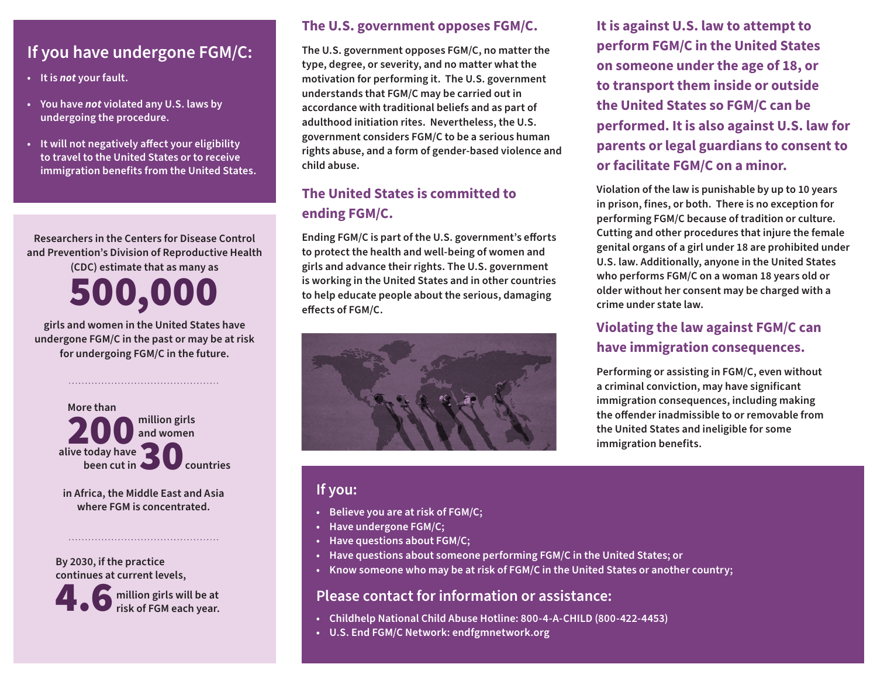## If you have undergone FGM/C:

- It is *not* your fault.
- You have *not* violated any U.S. laws by undergoing the procedure.
- It will not negatively affect your eligibility to travel to the United States or to receive immigration benefits from the United States.

Researchers in the Centers for Disease Control and Prevention's Division of Reproductive Health (CDC) estimate that as many as

**500,000**

girls and women in the United States have undergone FGM/C in the past or may be at risk for undergoing FGM/C in the future.

More than **200** million girls and women alive today have been cut in **30** countries in Africa, the Middle East and Asia where FGM is concentrated.

By 2030, if the practice continues at current levels, **4.6** million girls will be at risk of FGM each year.

## The U.S. government opposes FGM/C.

The U.S. government opposes FGM/C, no matter the type, degree, or severity, and no matter what the motivation for performing it. The U.S. government understands that FGM/C may be carried out in accordance with traditional beliefs and as part of adulthood initiation rites. Nevertheless, the U.S. government considers FGM/C to be a serious human rights abuse, and a form of gender-based violence and child abuse.

## The United States is committed to ending FGM/C.

Ending FGM/C is part of the U.S. government's efforts to protect the health and well-being of women and girls and advance their rights. The U.S. government is working in the United States and in other countries to help educate people about the serious, damaging effects of FGM/C.

## It is against U.S. law to attempt to perform FGM/C in the United States on someone under the age of 18, or to transport them inside or outside the United States so FGM/C can be performed. It is also against U.S. law for parents or legal guardians to consent to or facilitate FGM/C on a minor.

Violation of the law is punishable by up to 10 years in prison, fines, or both. There is no exception for performing FGM/C because of tradition or culture. Cutting and other procedures that injure the female genital organs of a girl under 18 are prohibited under U.S. law. Additionally, anyone in the United States who performs FGM/C on a woman 18 years old or older without her consent may be charged with a crime under state law.

## Violating the law against FGM/C can have immigration consequences.

Performing or assisting in FGM/C, even without a criminal conviction, may have significant immigration consequences, including making the offender inadmissible to or removable from the United States and ineligible for some immigration benefits.

## If you:

- Believe you are at risk of FGM/C;
- Have undergone FGM/C;
- Have questions about FGM/C;
- Have questions about someone performing FGM/C in the United States; or
- Know someone who may be at risk of FGM/C in the United States or another country;

## Please contact for information or assistance:

- Childhelp National Child Abuse Hotline: 800-4-A-CHILD (800-422-4453)
- U.S. End FGM/C Network: endfgmnetwork.org